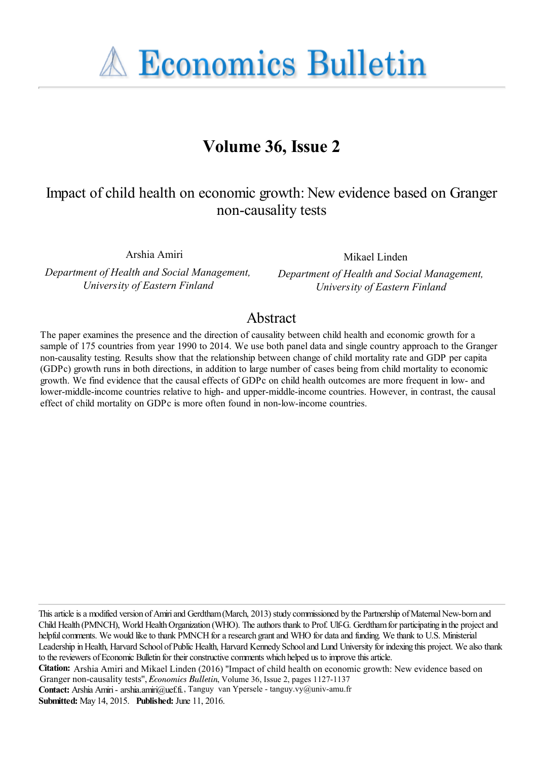# Economics Bulletin

## Volume 36, Issue 2

# Impact of child health on economic growth: New evidence based on Granger non-causality tests

Arshia Amiri
*Department of Health and Social Management, University of Eastern Finland*

Mikael Linden
*Department of Health and Social Management, University of Eastern Finland*

## Abstract

The paper examines the presence and the direction of causality between child health and economic growth for a sample of 175 countries from year 1990 to 2014. We use both panel data and single country approach to the Granger non-causality testing. Results show that the relationship between change of child mortality rate and GDP per capita (GDPc) growth runs in both directions, in addition to large number of cases being from child mortality to economic growth. We find evidence that the causal effects of GDPc on child health outcomes are more frequent in low- and lower-middle-income countries relative to high- and upper-middle-income countries. However, in contrast, the causal effect of child mortality on GDPc is more often found in non-low-income countries.

This article is a modified version of Amiri and Gerdtham (March, 2013) study commissioned by the Partnership of Maternal New-born and Child Health (PMNCH), World Health Organization (WHO). The authors thank to Prof. Ulf-G. Gerdtham for participating in the project and helpful comments. We would like to thank PMNCH for a research grant and WHO for data and funding. We thank to U.S. Ministerial Leadership in Health, Harvard School of Public Health, Harvard Kennedy School and Lund University for indexing this project. We also thank to the reviewers of Economic Bulletin for their constructive comments which helped us to improve this article.

**Citation:** Arshia Amiri and Mikael Linden (2016) "Impact of child health on economic growth: New evidence based on Granger non-causality tests", *Economics Bulletin*, Volume 36, Issue 2, pages 1127-1137

**Contact:** Arshia Amiri - arshia.amiri@uef.fi., Tanguy van Ypersele - tanguy.vy@univ-amu.fr

**Submitted:** May 14, 2015. **Published:** June 11, 2016.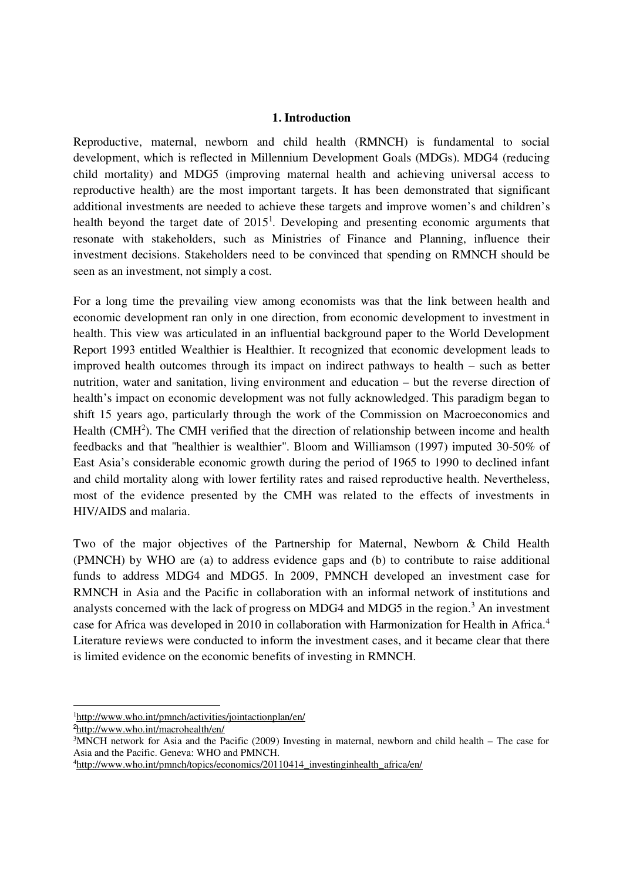## 1. Introduction

Reproductive, maternal, newborn and child health (RMNCH) is fundamental to social development, which is reflected in Millennium Development Goals (MDGs). MDG4 (reducing child mortality) and MDG5 (improving maternal health and achieving universal access to reproductive health) are the most important targets. It has been demonstrated that significant additional investments are needed to achieve these targets and improve women's and children's health beyond the target date of 2015[1]. Developing and presenting economic arguments that resonate with stakeholders, such as Ministries of Finance and Planning, influence their investment decisions. Stakeholders need to be convinced that spending on RMNCH should be seen as an investment, not simply a cost.

For a long time the prevailing view among economists was that the link between health and economic development ran only in one direction, from economic development to investment in health. This view was articulated in an influential background paper to the World Development Report 1993 entitled Wealthier is Healthier. It recognized that economic development leads to improved health outcomes through its impact on indirect pathways to health – such as better nutrition, water and sanitation, living environment and education – but the reverse direction of health's impact on economic development was not fully acknowledged. This paradigm began to shift 15 years ago, particularly through the work of the Commission on Macroeconomics and Health (CMH[2]). The CMH verified that the direction of relationship between income and health feedbacks and that "healthier is wealthier". Bloom and Williamson (1997) imputed 30-50% of East Asia's considerable economic growth during the period of 1965 to 1990 to declined infant and child mortality along with lower fertility rates and raised reproductive health. Nevertheless, most of the evidence presented by the CMH was related to the effects of investments in HIV/AIDS and malaria.

Two of the major objectives of the Partnership for Maternal, Newborn & Child Health (PMNCH) by WHO are (a) to address evidence gaps and (b) to contribute to raise additional funds to address MDG4 and MDG5. In 2009, PMNCH developed an investment case for RMNCH in Asia and the Pacific in collaboration with an informal network of institutions and analysts concerned with the lack of progress on MDG4 and MDG5 in the region.[3] An investment case for Africa was developed in 2010 in collaboration with Harmonization for Health in Africa.[4] Literature reviews were conducted to inform the investment cases, and it became clear that there is limited evidence on the economic benefits of investing in RMNCH.

---

[1] http://www.who.int/pmnch/activities/jointactionplan/en/

[2] http://www.who.int/macrohealth/en/

[3] MNCH network for Asia and the Pacific (2009) Investing in maternal, newborn and child health – The case for Asia and the Pacific. Geneva: WHO and PMNCH.

[4] http://www.who.int/pmnch/topics/economics/20110414_investinginhealth_africa/en/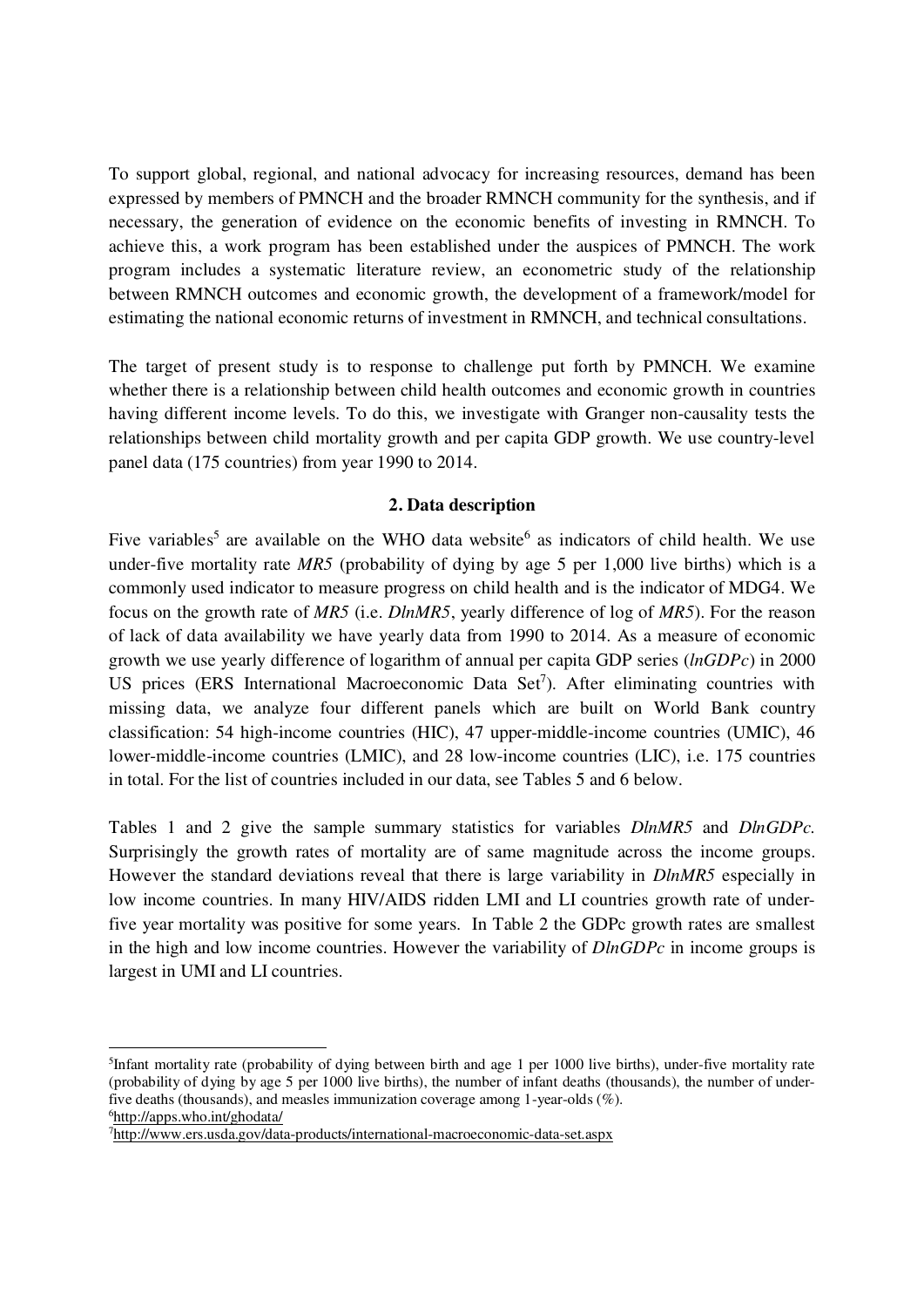To support global, regional, and national advocacy for increasing resources, demand has been expressed by members of PMNCH and the broader RMNCH community for the synthesis, and if necessary, the generation of evidence on the economic benefits of investing in RMNCH. To achieve this, a work program has been established under the auspices of PMNCH. The work program includes a systematic literature review, an econometric study of the relationship between RMNCH outcomes and economic growth, the development of a framework/model for estimating the national economic returns of investment in RMNCH, and technical consultations.

The target of present study is to response to challenge put forth by PMNCH. We examine whether there is a relationship between child health outcomes and economic growth in countries having different income levels. To do this, we investigate with Granger non-causality tests the relationships between child mortality growth and per capita GDP growth. We use country-level panel data (175 countries) from year 1990 to 2014.

## 2. Data description

Five variables[5] are available on the WHO data website[6] as indicators of child health. We use under-five mortality rate *MR5* (probability of dying by age 5 per 1,000 live births) which is a commonly used indicator to measure progress on child health and is the indicator of MDG4. We focus on the growth rate of *MR5* (i.e. *DlnMR5*, yearly difference of log of *MR5*). For the reason of lack of data availability we have yearly data from 1990 to 2014. As a measure of economic growth we use yearly difference of logarithm of annual per capita GDP series (*lnGDPc*) in 2000 US prices (ERS International Macroeconomic Data Set[7]). After eliminating countries with missing data, we analyze four different panels which are built on World Bank country classification: 54 high-income countries (HIC), 47 upper-middle-income countries (UMIC), 46 lower-middle-income countries (LMIC), and 28 low-income countries (LIC), i.e. 175 countries in total. For the list of countries included in our data, see Tables 5 and 6 below.

Tables 1 and 2 give the sample summary statistics for variables *DlnMR5* and *DlnGDPc*. Surprisingly the growth rates of mortality are of same magnitude across the income groups. However the standard deviations reveal that there is large variability in *DlnMR5* especially in low income countries. In many HIV/AIDS ridden LMI and LI countries growth rate of under-five year mortality was positive for some years. In Table 2 the GDPc growth rates are smallest in the high and low income countries. However the variability of *DlnGDPc* in income groups is largest in UMI and LI countries.

---

[5]Infant mortality rate (probability of dying between birth and age 1 per 1000 live births), under-five mortality rate (probability of dying by age 5 per 1000 live births), the number of infant deaths (thousands), the number of under-five deaths (thousands), and measles immunization coverage among 1-year-olds (%).

[6]http://apps.who.int/ghodata/

[7]http://www.ers.usda.gov/data-products/international-macroeconomic-data-set.aspx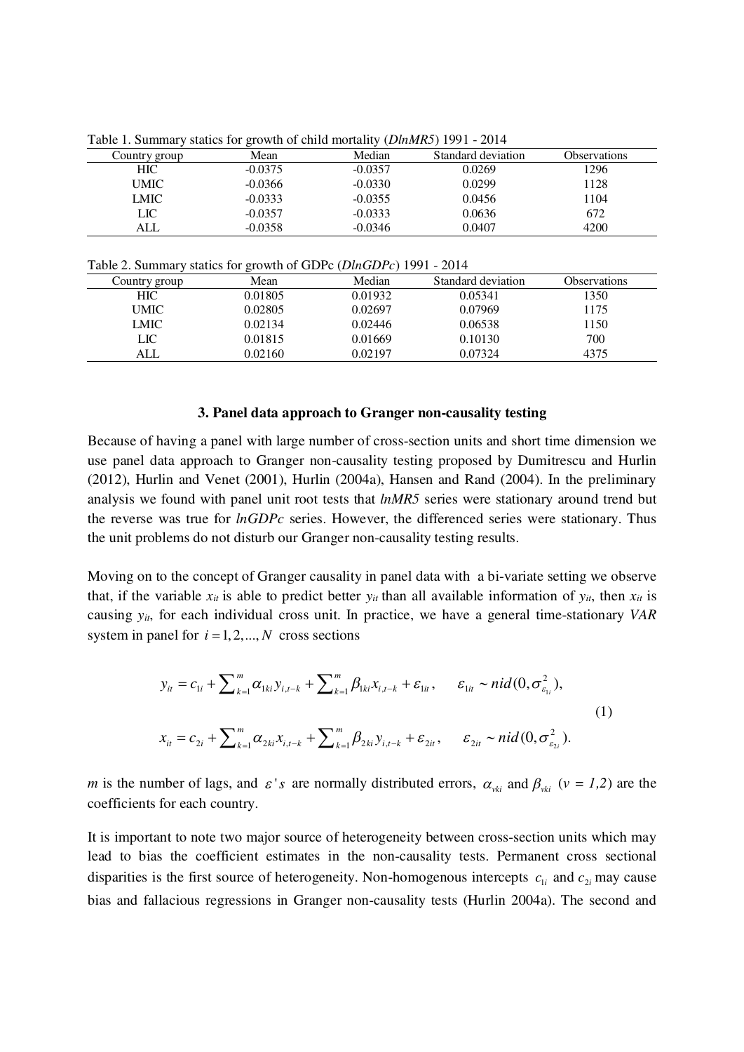Table 1. Summary statics for growth of child mortality (*DlnMR5*) 1991 - 2014

| Country group | Mean | Median | Standard deviation | Observations |
|---|---|---|---|---|
| HIC | -0.0375 | -0.0357 | 0.0269 | 1296 |
| UMIC | -0.0366 | -0.0330 | 0.0299 | 1128 |
| LMIC | -0.0333 | -0.0355 | 0.0456 | 1104 |
| LIC | -0.0357 | -0.0333 | 0.0636 | 672 |
| ALL | -0.0358 | -0.0346 | 0.0407 | 4200 |

Table 2. Summary statics for growth of GDPc (*DlnGDPc*) 1991 - 2014

| Country group | Mean | Median | Standard deviation | Observations |
|---|---|---|---|---|
| HIC | 0.01805 | 0.01932 | 0.05341 | 1350 |
| UMIC | 0.02805 | 0.02697 | 0.07969 | 1175 |
| LMIC | 0.02134 | 0.02446 | 0.06538 | 1150 |
| LIC | 0.01815 | 0.01669 | 0.10130 | 700 |
| ALL | 0.02160 | 0.02197 | 0.07324 | 4375 |

## 3. Panel data approach to Granger non-causality testing

Because of having a panel with large number of cross-section units and short time dimension we use panel data approach to Granger non-causality testing proposed by Dumitrescu and Hurlin (2012), Hurlin and Venet (2001), Hurlin (2004a), Hansen and Rand (2004). In the preliminary analysis we found with panel unit root tests that *lnMR5* series were stationary around trend but the reverse was true for *lnGDPc* series. However, the differenced series were stationary. Thus the unit problems do not disturb our Granger non-causality testing results.

Moving on to the concept of Granger causality in panel data with a bi-variate setting we observe that, if the variable $x_{it}$ is able to predict better $y_{it}$ than all available information of $y_{it}$, then $x_{it}$ is causing $y_{it}$, for each individual cross unit. In practice, we have a general time-stationary *VAR* system in panel for $i = 1, 2, ..., N$ cross sections

$$
\begin{aligned}
y_{it} &= c_{1i} + \sum_{k=1}^{m} \alpha_{1ki} y_{i,t-k} + \sum_{k=1}^{m} \beta_{1ki} x_{i,t-k} + \varepsilon_{1it}, \qquad \varepsilon_{1it} \sim nid(0, \sigma^2_{\varepsilon_{1i}}), \\
x_{it} &= c_{2i} + \sum_{k=1}^{m} \alpha_{2ki} x_{i,t-k} + \sum_{k=1}^{m} \beta_{2ki} y_{i,t-k} + \varepsilon_{2it}, \qquad \varepsilon_{2it} \sim nid(0, \sigma^2_{\varepsilon_{2i}}).
\end{aligned}
\tag{1}
$$

$m$ is the number of lags, and $\varepsilon's$ are normally distributed errors, $\alpha_{vki}$ and $\beta_{vki}$ ($v = 1,2$) are the coefficients for each country.

It is important to note two major source of heterogeneity between cross-section units which may lead to bias the coefficient estimates in the non-causality tests. Permanent cross sectional disparities is the first source of heterogeneity. Non-homogenous intercepts $c_{1i}$ and $c_{2i}$ may cause bias and fallacious regressions in Granger non-causality tests (Hurlin 2004a). The second and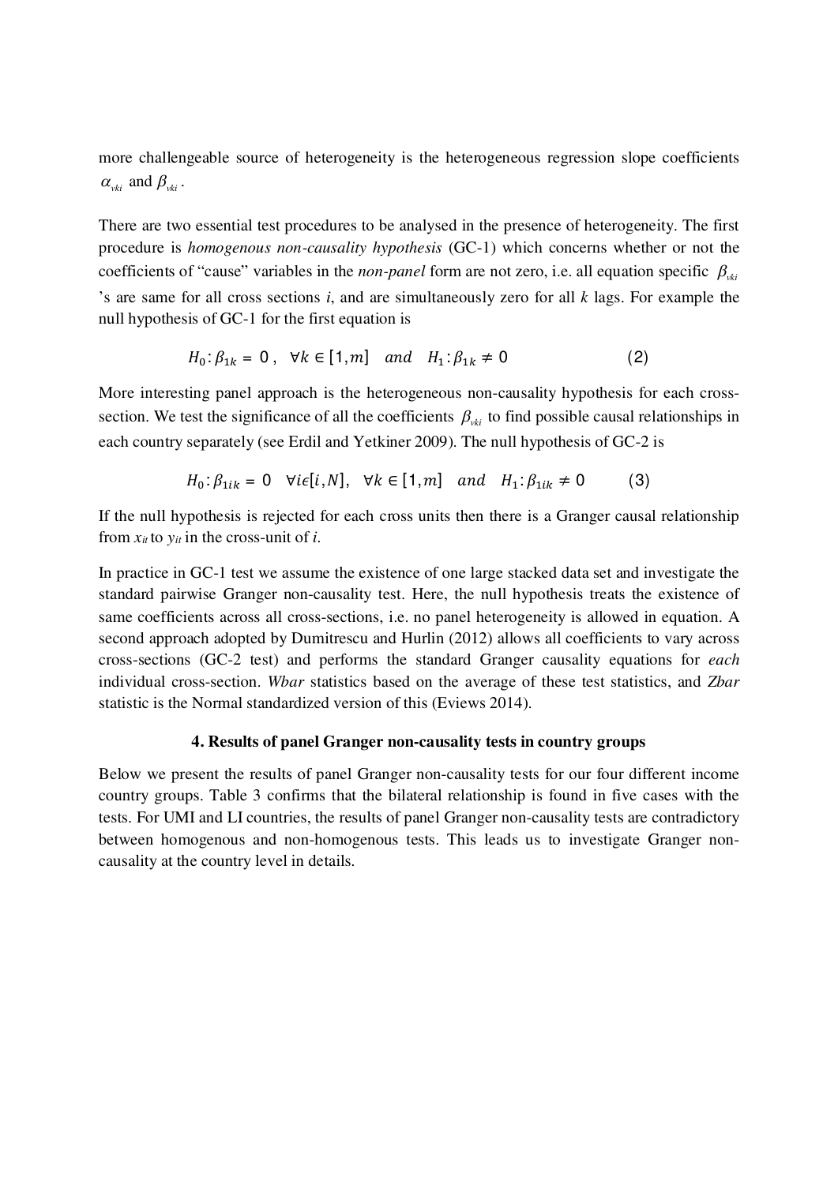more challengeable source of heterogeneity is the heterogeneous regression slope coefficients $\alpha_{vki}$ and $\beta_{vki}$.

There are two essential test procedures to be analysed in the presence of heterogeneity. The first procedure is *homogenous non-causality hypothesis* (GC-1) which concerns whether or not the coefficients of "cause" variables in the *non-panel* form are not zero, i.e. all equation specific $\beta_{vki}$ 's are same for all cross sections *i*, and are simultaneously zero for all *k* lags. For example the null hypothesis of GC-1 for the first equation is

$$H_0: \beta_{1k} = 0 \,, \quad \forall k \in [1, m] \quad and \quad H_1: \beta_{1k} \neq 0 \tag{2}$$

More interesting panel approach is the heterogeneous non-causality hypothesis for each cross-section. We test the significance of all the coefficients $\beta_{vki}$ to find possible causal relationships in each country separately (see Erdil and Yetkiner 2009). The null hypothesis of GC-2 is

$$H_0: \beta_{1ik} = 0 \quad \forall i \epsilon [i, N], \quad \forall k \in [1, m] \quad and \quad H_1: \beta_{1ik} \neq 0 \tag{3}$$

If the null hypothesis is rejected for each cross units then there is a Granger causal relationship from $x_{it}$ to $y_{it}$ in the cross-unit of *i*.

In practice in GC-1 test we assume the existence of one large stacked data set and investigate the standard pairwise Granger non-causality test. Here, the null hypothesis treats the existence of same coefficients across all cross-sections, i.e. no panel heterogeneity is allowed in equation. A second approach adopted by Dumitrescu and Hurlin (2012) allows all coefficients to vary across cross-sections (GC-2 test) and performs the standard Granger causality equations for *each* individual cross-section. *Wbar* statistics based on the average of these test statistics, and *Zbar* statistic is the Normal standardized version of this (Eviews 2014).

## 4. Results of panel Granger non-causality tests in country groups

Below we present the results of panel Granger non-causality tests for our four different income country groups. Table 3 confirms that the bilateral relationship is found in five cases with the tests. For UMI and LI countries, the results of panel Granger non-causality tests are contradictory between homogenous and non-homogenous tests. This leads us to investigate Granger non-causality at the country level in details.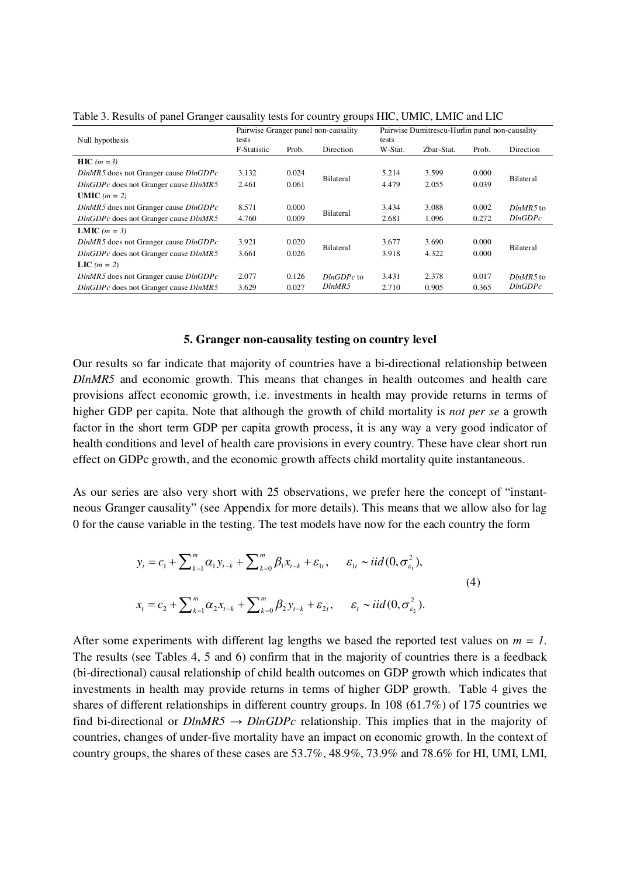Table 3. Results of panel Granger causality tests for country groups HIC, UMIC, LMIC and LIC

| Null hypothesis | Pairwise Granger panel non-causality tests | | | Pairwise Dumitrescu-Hurlin panel non-causality tests | | | |
|---|---|---|---|---|---|---|---|
| | F-Statistic | Prob. | Direction | W-Stat. | Zbar-Stat. | Prob. | Direction |
| **HIC** *(m =3)* | | | | | | | |
| *DlnMR5* does not Granger cause *DlnGDPc* | 3.132 | 0.024 | Bilateral | 5.214 | 3.599 | 0.000 | Bilateral |
| *DlnGDPc* does not Granger cause *DlnMR5* | 2.461 | 0.061 | | 4.479 | 2.055 | 0.039 | |
| **UMIC** *(m = 2)* | | | | | | | |
| *DlnMR5* does not Granger cause *DlnGDPc* | 8.571 | 0.000 | Bilateral | 3.434 | 3.088 | 0.002 | *DlnMR5* to *DlnGDPc* |
| *DlnGDPc* does not Granger cause *DlnMR5* | 4.760 | 0.009 | | 2.681 | 1.096 | 0.272 | |
| **LMIC** *(m = 3)* | | | | | | | |
| *DlnMR5* does not Granger cause *DlnGDPc* | 3.921 | 0.020 | Bilateral | 3.677 | 3.690 | 0.000 | Bilateral |
| *DlnGDPc* does not Granger cause *DlnMR5* | 3.661 | 0.026 | | 3.918 | 4.322 | 0.000 | |
| **LIC** *(m = 2)* | | | | | | | |
| *DlnMR5* does not Granger cause *DlnGDPc* | 2.077 | 0.126 | *DlnGDPc* to *DlnMR5* | 3.431 | 2.378 | 0.017 | *DlnMR5* to *DlnGDPc* |
| *DlnGDPc* does not Granger cause *DlnMR5* | 3.629 | 0.027 | | 2.710 | 0.905 | 0.365 | |

## 5. Granger non-causality testing on country level

Our results so far indicate that majority of countries have a bi-directional relationship between *DlnMR5* and economic growth. This means that changes in health outcomes and health care provisions affect economic growth, i.e. investments in health may provide returns in terms of higher GDP per capita. Note that although the growth of child mortality is *not per se* a growth factor in the short term GDP per capita growth process, it is any way a very good indicator of health conditions and level of health care provisions in every country. These have clear short run effect on GDPc growth, and the economic growth affects child mortality quite instantaneous.

As our series are also very short with 25 observations, we prefer here the concept of "instant-neous Granger causality" (see Appendix for more details). This means that we allow also for lag 0 for the cause variable in the testing. The test models have now for the each country the form

$$
\begin{aligned}
y_t &= c_1 + \sum\nolimits_{k=1}^{m} \alpha_1 y_{t-k} + \sum\nolimits_{k=0}^{m} \beta_1 x_{t-k} + \varepsilon_{1t}, \qquad \varepsilon_{1t} \sim iid(0, \sigma_{\varepsilon_1}^2), \\
x_t &= c_2 + \sum\nolimits_{k=1}^{m} \alpha_2 x_{t-k} + \sum\nolimits_{k=0}^{m} \beta_2 y_{t-k} + \varepsilon_{2t}, \qquad \varepsilon_t \sim iid(0, \sigma_{\varepsilon_2}^2).
\end{aligned}
\tag{4}
$$

After some experiments with different lag lengths we based the reported test values on $m = 1$. The results (see Tables 4, 5 and 6) confirm that in the majority of countries there is a feedback (bi-directional) causal relationship of child health outcomes on GDP growth which indicates that investments in health may provide returns in terms of higher GDP growth. Table 4 gives the shares of different relationships in different country groups. In 108 (61.7%) of 175 countries we find bi-directional or *DlnMR5* → *DlnGDPc* relationship. This implies that in the majority of countries, changes of under-five mortality have an impact on economic growth. In the context of country groups, the shares of these cases are 53.7%, 48.9%, 73.9% and 78.6% for HI, UMI, LMI,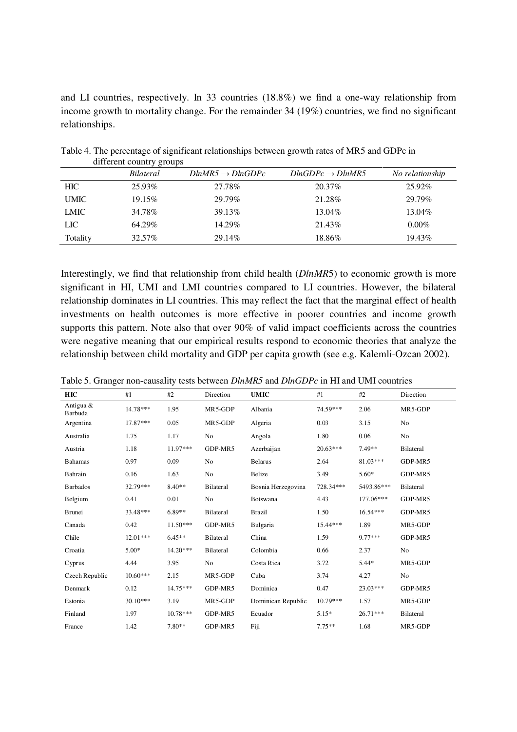and LI countries, respectively. In 33 countries (18.8%) we find a one-way relationship from income growth to mortality change. For the remainder 34 (19%) countries, we find no significant relationships.

Table 4. The percentage of significant relationships between growth rates of MR5 and GDPc in different country groups

| | *Bilateral* | *DlnMR5* → *DlnGDPc* | *DlnGDPc* → *DlnMR5* | *No relationship* |
|---|---|---|---|---|
| HIC | 25.93% | 27.78% | 20.37% | 25.92% |
| UMIC | 19.15% | 29.79% | 21.28% | 29.79% |
| LMIC | 34.78% | 39.13% | 13.04% | 13.04% |
| LIC | 64.29% | 14.29% | 21.43% | 0.00% |
| Totality | 32.57% | 29.14% | 18.86% | 19.43% |

Interestingly, we find that relationship from child health (*DlnMR*5) to economic growth is more significant in HI, UMI and LMI countries compared to LI countries. However, the bilateral relationship dominates in LI countries. This may reflect the fact that the marginal effect of health investments on health outcomes is more effective in poorer countries and income growth supports this pattern. Note also that over 90% of valid impact coefficients across the countries were negative meaning that our empirical results respond to economic theories that analyze the relationship between child mortality and GDP per capita growth (see e.g. Kalemli-Ozcan 2002).

Table 5. Granger non-causality tests between *DlnMR5* and *DlnGDPc* in HI and UMI countries

| **HIC** | #1 | #2 | Direction | **UMIC** | #1 | #2 | Direction |
|---|---|---|---|---|---|---|---|
| Antigua & Barbuda | 14.78*** | 1.95 | MR5-GDP | Albania | 74.59*** | 2.06 | MR5-GDP |
| Argentina | 17.87*** | 0.05 | MR5-GDP | Algeria | 0.03 | 3.15 | No |
| Australia | 1.75 | 1.17 | No | Angola | 1.80 | 0.06 | No |
| Austria | 1.18 | 11.97*** | GDP-MR5 | Azerbaijan | 20.63*** | 7.49** | Bilateral |
| Bahamas | 0.97 | 0.09 | No | Belarus | 2.64 | 81.03*** | GDP-MR5 |
| Bahrain | 0.16 | 1.63 | No | Belize | 3.49 | 5.60* | GDP-MR5 |
| Barbados | 32.79*** | 8.40** | Bilateral | Bosnia Herzegovina | 728.34*** | 5493.86*** | Bilateral |
| Belgium | 0.41 | 0.01 | No | Botswana | 4.43 | 177.06*** | GDP-MR5 |
| Brunei | 33.48*** | 6.89** | Bilateral | Brazil | 1.50 | 16.54*** | GDP-MR5 |
| Canada | 0.42 | 11.50*** | GDP-MR5 | Bulgaria | 15.44*** | 1.89 | MR5-GDP |
| Chile | 12.01*** | 6.45** | Bilateral | China | 1.59 | 9.77*** | GDP-MR5 |
| Croatia | 5.00* | 14.20*** | Bilateral | Colombia | 0.66 | 2.37 | No |
| Cyprus | 4.44 | 3.95 | No | Costa Rica | 3.72 | 5.44* | MR5-GDP |
| Czech Republic | 10.60*** | 2.15 | MR5-GDP | Cuba | 3.74 | 4.27 | No |
| Denmark | 0.12 | 14.75*** | GDP-MR5 | Dominica | 0.47 | 23.03*** | GDP-MR5 |
| Estonia | 30.10*** | 3.19 | MR5-GDP | Dominican Republic | 10.79*** | 1.57 | MR5-GDP |
| Finland | 1.97 | 10.78*** | GDP-MR5 | Ecuador | 5.15* | 26.71*** | Bilateral |
| France | 1.42 | 7.80** | GDP-MR5 | Fiji | 7.75** | 1.68 | MR5-GDP |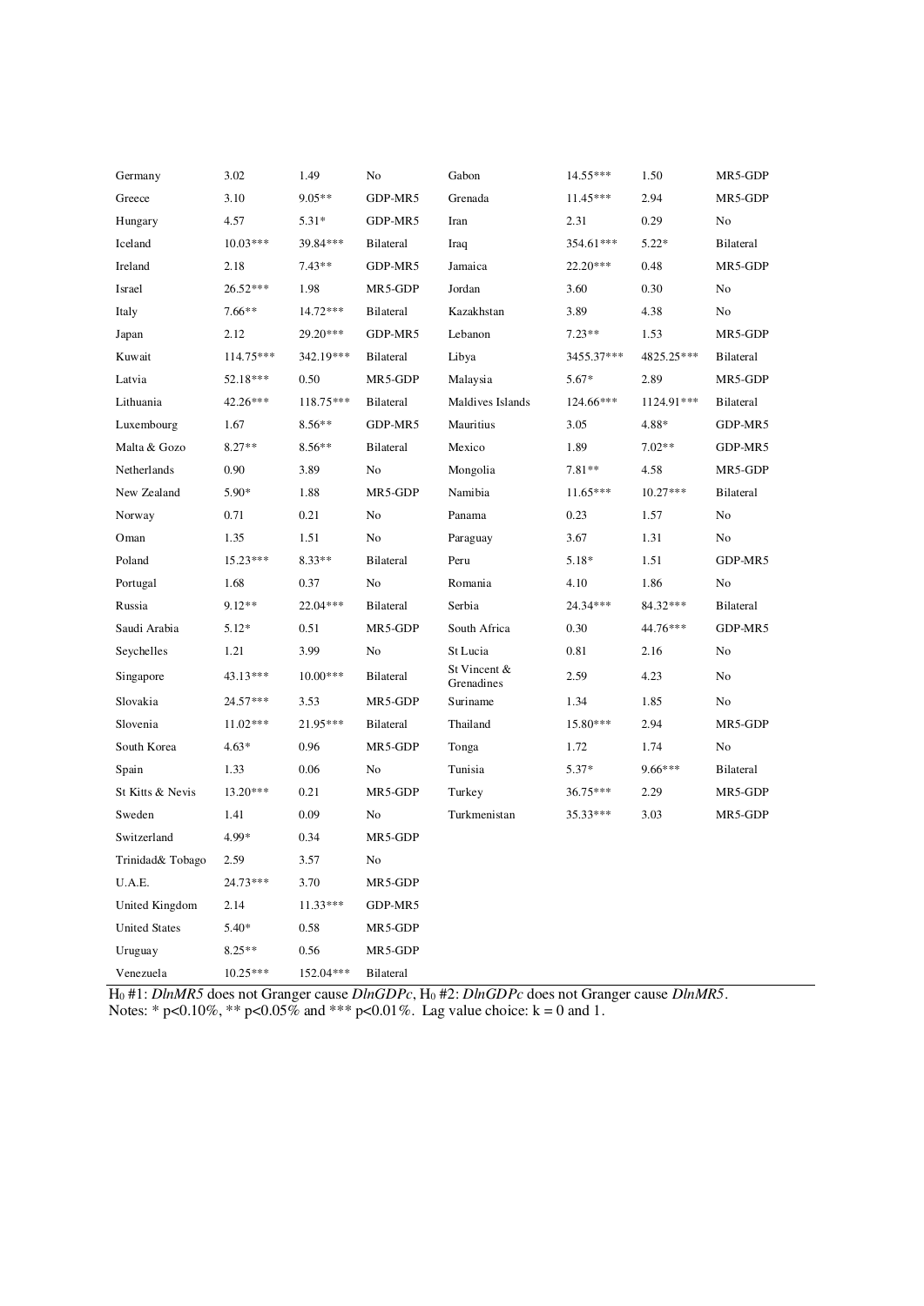| Germany | 3.02 | 1.49 | No | Gabon | 14.55*** | 1.50 | MR5-GDP |
|---|---|---|---|---|---|---|---|
| Greece | 3.10 | 9.05** | GDP-MR5 | Grenada | 11.45*** | 2.94 | MR5-GDP |
| Hungary | 4.57 | 5.31* | GDP-MR5 | Iran | 2.31 | 0.29 | No |
| Iceland | 10.03*** | 39.84*** | Bilateral | Iraq | 354.61*** | 5.22* | Bilateral |
| Ireland | 2.18 | 7.43** | GDP-MR5 | Jamaica | 22.20*** | 0.48 | MR5-GDP |
| Israel | 26.52*** | 1.98 | MR5-GDP | Jordan | 3.60 | 0.30 | No |
| Italy | 7.66** | 14.72*** | Bilateral | Kazakhstan | 3.89 | 4.38 | No |
| Japan | 2.12 | 29.20*** | GDP-MR5 | Lebanon | 7.23** | 1.53 | MR5-GDP |
| Kuwait | 114.75*** | 342.19*** | Bilateral | Libya | 3455.37*** | 4825.25*** | Bilateral |
| Latvia | 52.18*** | 0.50 | MR5-GDP | Malaysia | 5.67* | 2.89 | MR5-GDP |
| Lithuania | 42.26*** | 118.75*** | Bilateral | Maldives Islands | 124.66*** | 1124.91*** | Bilateral |
| Luxembourg | 1.67 | 8.56** | GDP-MR5 | Mauritius | 3.05 | 4.88* | GDP-MR5 |
| Malta & Gozo | 8.27** | 8.56** | Bilateral | Mexico | 1.89 | 7.02** | GDP-MR5 |
| Netherlands | 0.90 | 3.89 | No | Mongolia | 7.81** | 4.58 | MR5-GDP |
| New Zealand | 5.90* | 1.88 | MR5-GDP | Namibia | 11.65*** | 10.27*** | Bilateral |
| Norway | 0.71 | 0.21 | No | Panama | 0.23 | 1.57 | No |
| Oman | 1.35 | 1.51 | No | Paraguay | 3.67 | 1.31 | No |
| Poland | 15.23*** | 8.33** | Bilateral | Peru | 5.18* | 1.51 | GDP-MR5 |
| Portugal | 1.68 | 0.37 | No | Romania | 4.10 | 1.86 | No |
| Russia | 9.12** | 22.04*** | Bilateral | Serbia | 24.34*** | 84.32*** | Bilateral |
| Saudi Arabia | 5.12* | 0.51 | MR5-GDP | South Africa | 0.30 | 44.76*** | GDP-MR5 |
| Seychelles | 1.21 | 3.99 | No | St Lucia | 0.81 | 2.16 | No |
| Singapore | 43.13*** | 10.00*** | Bilateral | St Vincent & Grenadines | 2.59 | 4.23 | No |
| Slovakia | 24.57*** | 3.53 | MR5-GDP | Suriname | 1.34 | 1.85 | No |
| Slovenia | 11.02*** | 21.95*** | Bilateral | Thailand | 15.80*** | 2.94 | MR5-GDP |
| South Korea | 4.63* | 0.96 | MR5-GDP | Tonga | 1.72 | 1.74 | No |
| Spain | 1.33 | 0.06 | No | Tunisia | 5.37* | 9.66*** | Bilateral |
| St Kitts & Nevis | 13.20*** | 0.21 | MR5-GDP | Turkey | 36.75*** | 2.29 | MR5-GDP |
| Sweden | 1.41 | 0.09 | No | Turkmenistan | 35.33*** | 3.03 | MR5-GDP |
| Switzerland | 4.99* | 0.34 | MR5-GDP | | | | |
| Trinidad& Tobago | 2.59 | 3.57 | No | | | | |
| U.A.E. | 24.73*** | 3.70 | MR5-GDP | | | | |
| United Kingdom | 2.14 | 11.33*** | GDP-MR5 | | | | |
| United States | 5.40* | 0.58 | MR5-GDP | | | | |
| Uruguay | 8.25** | 0.56 | MR5-GDP | | | | |
| Venezuela | 10.25*** | 152.04*** | Bilateral | | | | |

$H_0$ #1: *DlnMR5* does not Granger cause *DlnGDPc*, $H_0$ #2: *DlnGDPc* does not Granger cause *DlnMR5*.
Notes: * p<0.10%, ** p<0.05% and *** p<0.01%. Lag value choice: k = 0 and 1.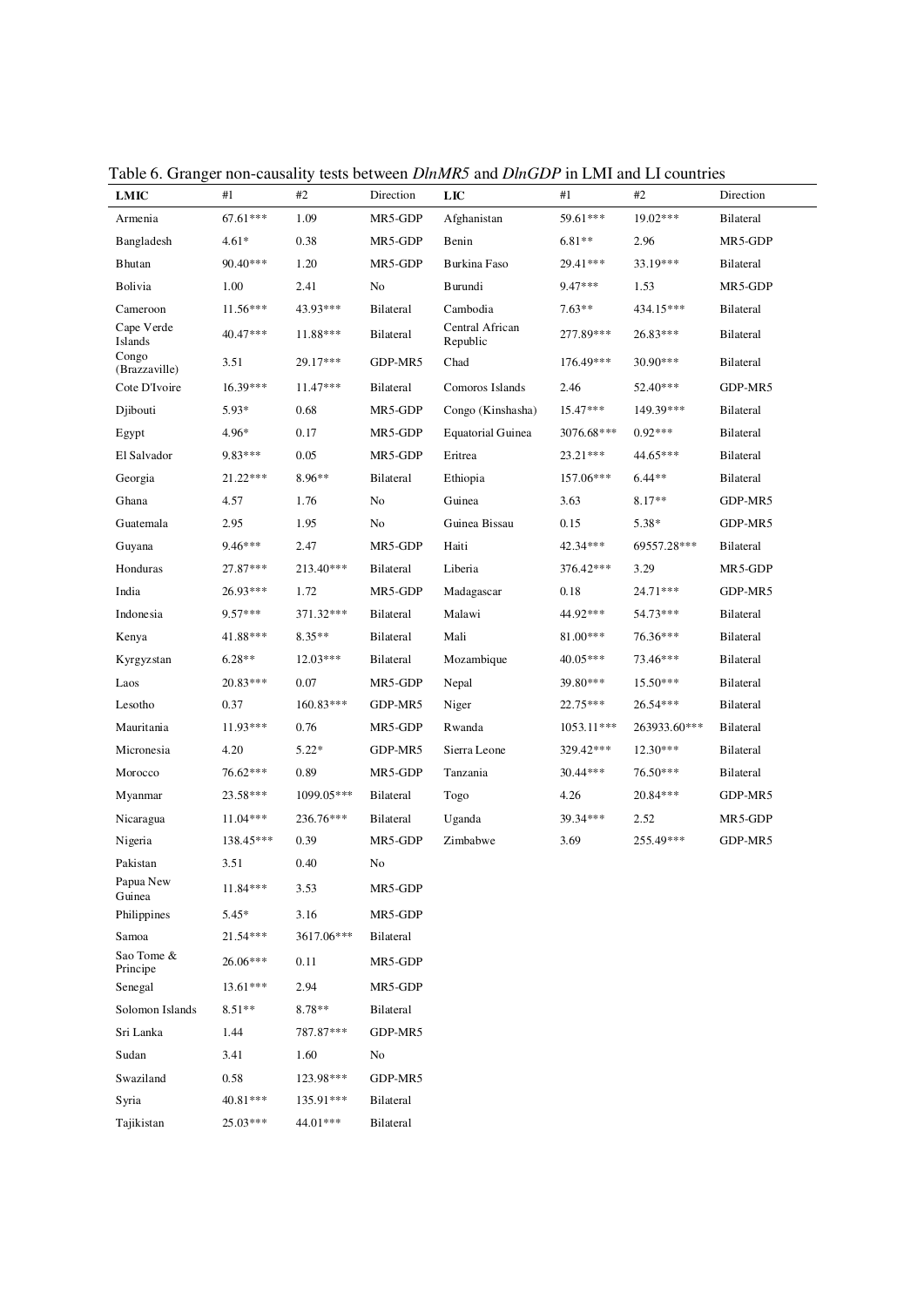Table 6. Granger non-causality tests between *DlnMR5* and *DlnGDP* in LMI and LI countries

| LMIC | #1 | #2 | Direction | LIC | #1 | #2 | Direction |
|---|---|---|---|---|---|---|---|
| Armenia | 67.61*** | 1.09 | MR5-GDP | Afghanistan | 59.61*** | 19.02*** | Bilateral |
| Bangladesh | 4.61* | 0.38 | MR5-GDP | Benin | 6.81** | 2.96 | MR5-GDP |
| Bhutan | 90.40*** | 1.20 | MR5-GDP | Burkina Faso | 29.41*** | 33.19*** | Bilateral |
| Bolivia | 1.00 | 2.41 | No | Burundi | 9.47*** | 1.53 | MR5-GDP |
| Cameroon | 11.56*** | 43.93*** | Bilateral | Cambodia | 7.63** | 434.15*** | Bilateral |
| Cape Verde Islands | 40.47*** | 11.88*** | Bilateral | Central African Republic | 277.89*** | 26.83*** | Bilateral |
| Congo (Brazzaville) | 3.51 | 29.17*** | GDP-MR5 | Chad | 176.49*** | 30.90*** | Bilateral |
| Cote D'Ivoire | 16.39*** | 11.47*** | Bilateral | Comoros Islands | 2.46 | 52.40*** | GDP-MR5 |
| Djibouti | 5.93* | 0.68 | MR5-GDP | Congo (Kinshasha) | 15.47*** | 149.39*** | Bilateral |
| Egypt | 4.96* | 0.17 | MR5-GDP | Equatorial Guinea | 3076.68*** | 0.92*** | Bilateral |
| El Salvador | 9.83*** | 0.05 | MR5-GDP | Eritrea | 23.21*** | 44.65*** | Bilateral |
| Georgia | 21.22*** | 8.96** | Bilateral | Ethiopia | 157.06*** | 6.44** | Bilateral |
| Ghana | 4.57 | 1.76 | No | Guinea | 3.63 | 8.17** | GDP-MR5 |
| Guatemala | 2.95 | 1.95 | No | Guinea Bissau | 0.15 | 5.38* | GDP-MR5 |
| Guyana | 9.46*** | 2.47 | MR5-GDP | Haiti | 42.34*** | 69557.28*** | Bilateral |
| Honduras | 27.87*** | 213.40*** | Bilateral | Liberia | 376.42*** | 3.29 | MR5-GDP |
| India | 26.93*** | 1.72 | MR5-GDP | Madagascar | 0.18 | 24.71*** | GDP-MR5 |
| Indonesia | 9.57*** | 371.32*** | Bilateral | Malawi | 44.92*** | 54.73*** | Bilateral |
| Kenya | 41.88*** | 8.35** | Bilateral | Mali | 81.00*** | 76.36*** | Bilateral |
| Kyrgyzstan | 6.28** | 12.03*** | Bilateral | Mozambique | 40.05*** | 73.46*** | Bilateral |
| Laos | 20.83*** | 0.07 | MR5-GDP | Nepal | 39.80*** | 15.50*** | Bilateral |
| Lesotho | 0.37 | 160.83*** | GDP-MR5 | Niger | 22.75*** | 26.54*** | Bilateral |
| Mauritania | 11.93*** | 0.76 | MR5-GDP | Rwanda | 1053.11*** | 263933.60*** | Bilateral |
| Micronesia | 4.20 | 5.22* | GDP-MR5 | Sierra Leone | 329.42*** | 12.30*** | Bilateral |
| Morocco | 76.62*** | 0.89 | MR5-GDP | Tanzania | 30.44*** | 76.50*** | Bilateral |
| Myanmar | 23.58*** | 1099.05*** | Bilateral | Togo | 4.26 | 20.84*** | GDP-MR5 |
| Nicaragua | 11.04*** | 236.76*** | Bilateral | Uganda | 39.34*** | 2.52 | MR5-GDP |
| Nigeria | 138.45*** | 0.39 | MR5-GDP | Zimbabwe | 3.69 | 255.49*** | GDP-MR5 |
| Pakistan | 3.51 | 0.40 | No | | | | |
| Papua New Guinea | 11.84*** | 3.53 | MR5-GDP | | | | |
| Philippines | 5.45* | 3.16 | MR5-GDP | | | | |
| Samoa | 21.54*** | 3617.06*** | Bilateral | | | | |
| Sao Tome & Principe | 26.06*** | 0.11 | MR5-GDP | | | | |
| Senegal | 13.61*** | 2.94 | MR5-GDP | | | | |
| Solomon Islands | 8.51** | 8.78** | Bilateral | | | | |
| Sri Lanka | 1.44 | 787.87*** | GDP-MR5 | | | | |
| Sudan | 3.41 | 1.60 | No | | | | |
| Swaziland | 0.58 | 123.98*** | GDP-MR5 | | | | |
| Syria | 40.81*** | 135.91*** | Bilateral | | | | |
| Tajikistan | 25.03*** | 44.01*** | Bilateral | | | | |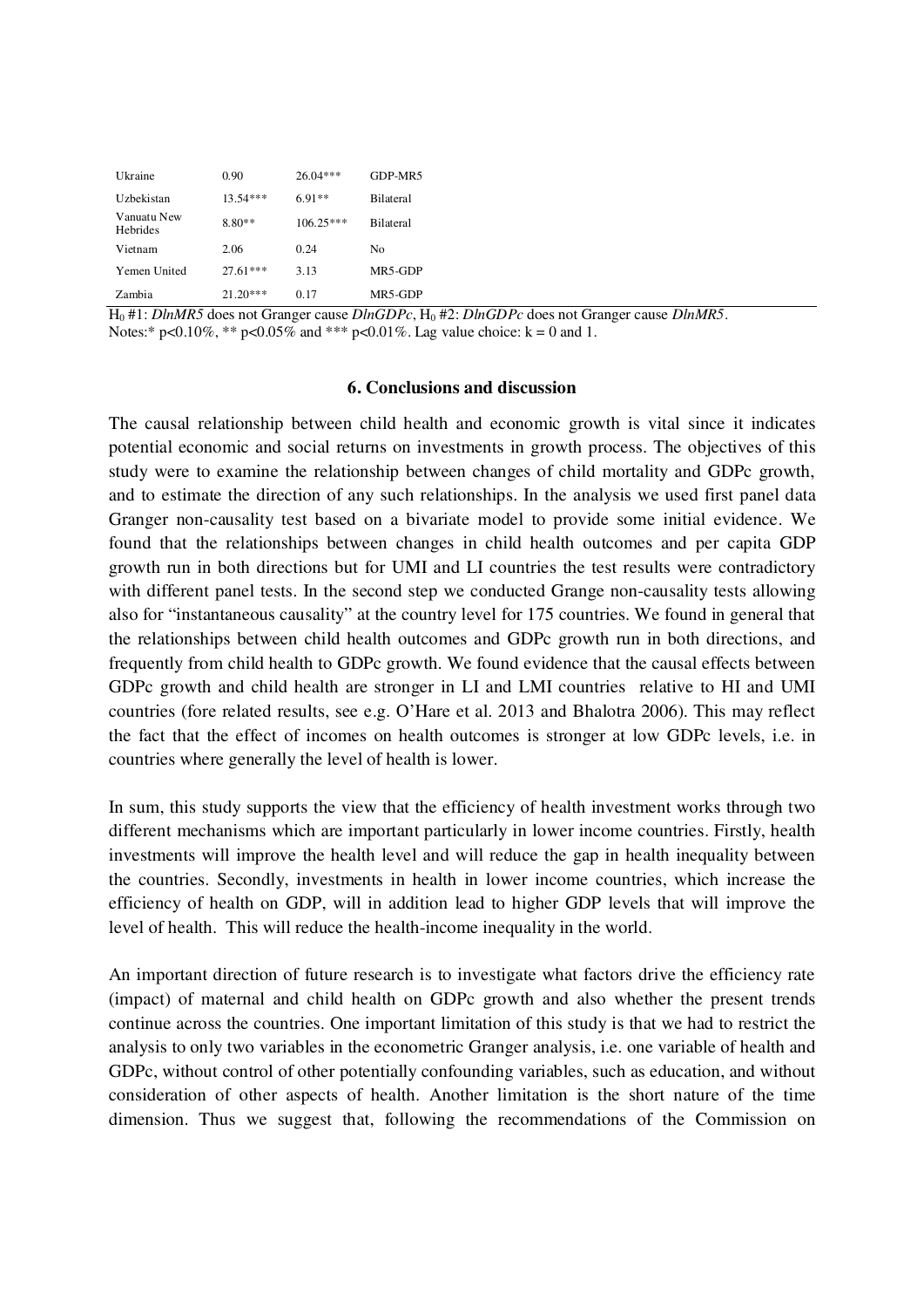| | | | |
|---|---|---|---|
| Ukraine | 0.90 | 26.04*** | GDP-MR5 |
| Uzbekistan | 13.54*** | 6.91** | Bilateral |
| Vanuatu New Hebrides | 8.80** | 106.25*** | Bilateral |
| Vietnam | 2.06 | 0.24 | No |
| Yemen United | 27.61*** | 3.13 | MR5-GDP |
| Zambia | 21.20*** | 0.17 | MR5-GDP |

$H_0$ #1: *DlnMR5* does not Granger cause *DlnGDPc*, $H_0$ #2: *DlnGDPc* does not Granger cause *DlnMR5*.
Notes:* p<0.10%, ** p<0.05% and *** p<0.01%. Lag value choice: k = 0 and 1.

## 6. Conclusions and discussion

The causal relationship between child health and economic growth is vital since it indicates potential economic and social returns on investments in growth process. The objectives of this study were to examine the relationship between changes of child mortality and GDPc growth, and to estimate the direction of any such relationships. In the analysis we used first panel data Granger non-causality test based on a bivariate model to provide some initial evidence. We found that the relationships between changes in child health outcomes and per capita GDP growth run in both directions but for UMI and LI countries the test results were contradictory with different panel tests. In the second step we conducted Grange non-causality tests allowing also for "instantaneous causality" at the country level for 175 countries. We found in general that the relationships between child health outcomes and GDPc growth run in both directions, and frequently from child health to GDPc growth. We found evidence that the causal effects between GDPc growth and child health are stronger in LI and LMI countries relative to HI and UMI countries (fore related results, see e.g. O'Hare et al. 2013 and Bhalotra 2006). This may reflect the fact that the effect of incomes on health outcomes is stronger at low GDPc levels, i.e. in countries where generally the level of health is lower.

In sum, this study supports the view that the efficiency of health investment works through two different mechanisms which are important particularly in lower income countries. Firstly, health investments will improve the health level and will reduce the gap in health inequality between the countries. Secondly, investments in health in lower income countries, which increase the efficiency of health on GDP, will in addition lead to higher GDP levels that will improve the level of health. This will reduce the health-income inequality in the world.

An important direction of future research is to investigate what factors drive the efficiency rate (impact) of maternal and child health on GDPc growth and also whether the present trends continue across the countries. One important limitation of this study is that we had to restrict the analysis to only two variables in the econometric Granger analysis, i.e. one variable of health and GDPc, without control of other potentially confounding variables, such as education, and without consideration of other aspects of health. Another limitation is the short nature of the time dimension. Thus we suggest that, following the recommendations of the Commission on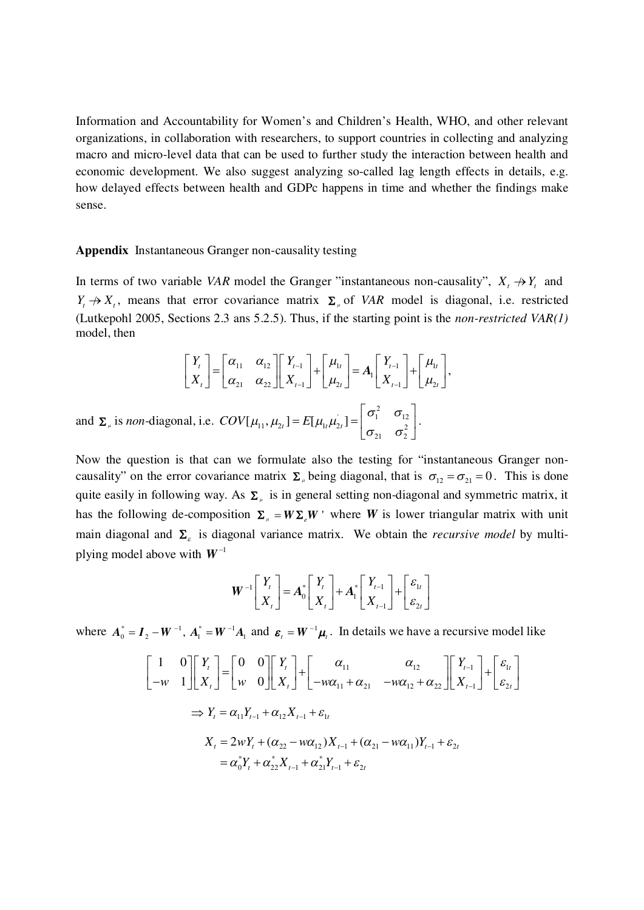Information and Accountability for Women's and Children's Health, WHO, and other relevant organizations, in collaboration with researchers, to support countries in collecting and analyzing macro and micro-level data that can be used to further study the interaction between health and economic development. We also suggest analyzing so-called lag length effects in details, e.g. how delayed effects between health and GDPc happens in time and whether the findings make sense.

**Appendix** Instantaneous Granger non-causality testing

In terms of two variable *VAR* model the Granger "instantaneous non-causality", $X_t \nrightarrow Y_t$ and $Y_t \nrightarrow X_t$, means that error covariance matrix $\boldsymbol{\Sigma}_\mu$ of *VAR* model is diagonal, i.e. restricted (Lutkepohl 2005, Sections 2.3 ans 5.2.5). Thus, if the starting point is the *non-restricted VAR(1)* model, then

$$\begin{bmatrix} Y_t \\ X_t \end{bmatrix} = \begin{bmatrix} \alpha_{11} & \alpha_{12} \\ \alpha_{21} & \alpha_{22} \end{bmatrix} \begin{bmatrix} Y_{t-1} \\ X_{t-1} \end{bmatrix} + \begin{bmatrix} \mu_{1t} \\ \mu_{2t} \end{bmatrix} = \boldsymbol{A}_1 \begin{bmatrix} Y_{t-1} \\ X_{t-1} \end{bmatrix} + \begin{bmatrix} \mu_{1t} \\ \mu_{2t} \end{bmatrix},$$

and $\boldsymbol{\Sigma}_\mu$ is *non*-diagonal, i.e. $COV[\mu_{11}, \mu_{2t}] = E[\mu_{1t}\mu_{2t}^{'}] = \begin{bmatrix} \sigma_1^2 & \sigma_{12} \\ \sigma_{21} & \sigma_2^2 \end{bmatrix}$.

Now the question is that can we formulate also the testing for "instantaneous Granger non-causality" on the error covariance matrix $\boldsymbol{\Sigma}_\mu$ being diagonal, that is $\sigma_{12} = \sigma_{21} = 0$. This is done quite easily in following way. As $\boldsymbol{\Sigma}_\mu$ is in general setting non-diagonal and symmetric matrix, it has the following de-composition $\boldsymbol{\Sigma}_\mu = \boldsymbol{W}\boldsymbol{\Sigma}_\varepsilon\boldsymbol{W}'$ where $\boldsymbol{W}$ is lower triangular matrix with unit main diagonal and $\boldsymbol{\Sigma}_\varepsilon$ is diagonal variance matrix. We obtain the *recursive model* by multi-plying model above with $\boldsymbol{W}^{-1}$

$$\boldsymbol{W}^{-1} \begin{bmatrix} Y_t \\ X_t \end{bmatrix} = \boldsymbol{A}_0^* \begin{bmatrix} Y_t \\ X_t \end{bmatrix} + \boldsymbol{A}_1^* \begin{bmatrix} Y_{t-1} \\ X_{t-1} \end{bmatrix} + \begin{bmatrix} \varepsilon_{1t} \\ \varepsilon_{2t} \end{bmatrix}$$

where $\boldsymbol{A}_0^* = \boldsymbol{I}_2 - \boldsymbol{W}^{-1}$, $\boldsymbol{A}_1^* = \boldsymbol{W}^{-1}\boldsymbol{A}_1$ and $\boldsymbol{\varepsilon}_t = \boldsymbol{W}^{-1}\boldsymbol{\mu}_t$. In details we have a recursive model like

$$\begin{bmatrix} 1 & 0 \\ -w & 1 \end{bmatrix} \begin{bmatrix} Y_t \\ X_t \end{bmatrix} = \begin{bmatrix} 0 & 0 \\ w & 0 \end{bmatrix} \begin{bmatrix} Y_t \\ X_t \end{bmatrix} + \begin{bmatrix} \alpha_{11} & \alpha_{12} \\ -w\alpha_{11} + \alpha_{21} & -w\alpha_{12} + \alpha_{22} \end{bmatrix} \begin{bmatrix} Y_{t-1} \\ X_{t-1} \end{bmatrix} + \begin{bmatrix} \varepsilon_{1t} \\ \varepsilon_{2t} \end{bmatrix}$$

$$\Rightarrow Y_t = \alpha_{11}Y_{t-1} + \alpha_{12}X_{t-1} + \varepsilon_{1t}$$

$$\begin{aligned} X_t &= 2wY_t + (\alpha_{22} - w\alpha_{12})X_{t-1} + (\alpha_{21} - w\alpha_{11})Y_{t-1} + \varepsilon_{2t} \\ &= \alpha_0^* Y_t + \alpha_{22}^* X_{t-1} + \alpha_{21}^* Y_{t-1} + \varepsilon_{2t} \end{aligned}$$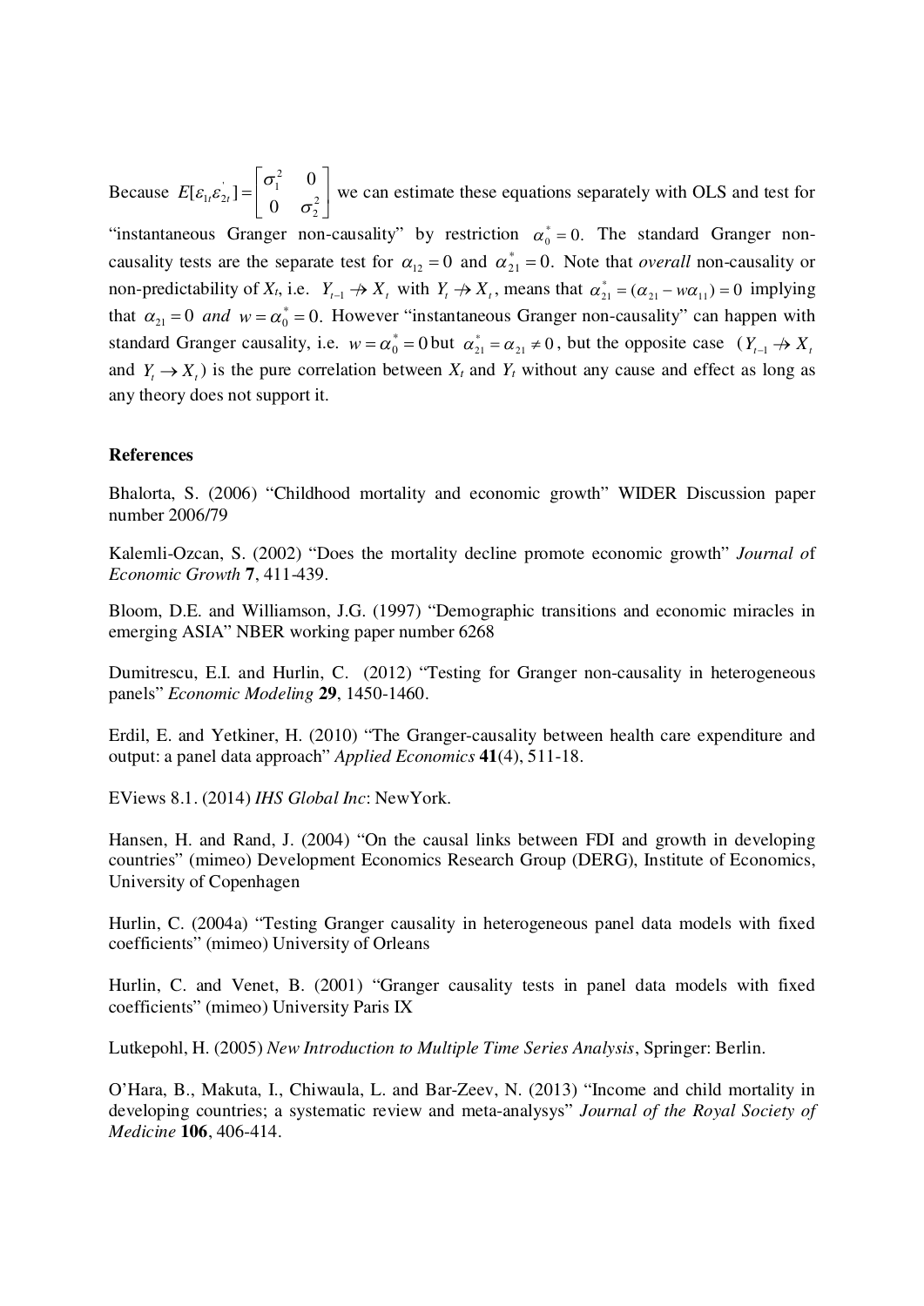Because $E[\varepsilon_{1t}\varepsilon_{2t}^{'}] = \begin{bmatrix} \sigma_1^2 & 0 \\ 0 & \sigma_2^2 \end{bmatrix}$ we can estimate these equations separately with OLS and test for "instantaneous Granger non-causality" by restriction $\alpha_0^* = 0$. The standard Granger non-causality tests are the separate test for $\alpha_{12} = 0$ and $\alpha_{21}^* = 0$. Note that *overall* non-causality or non-predictability of $X_t$, i.e. $Y_{t-1} \nrightarrow X_t$ with $Y_t \nrightarrow X_t$, means that $\alpha_{21}^* = (\alpha_{21} - w\alpha_{11}) = 0$ implying that $\alpha_{21} = 0$ *and* $w = \alpha_0^* = 0$. However "instantaneous Granger non-causality" can happen with standard Granger causality, i.e. $w = \alpha_0^* = 0$ but $\alpha_{21}^* = \alpha_{21} \neq 0$, but the opposite case ($Y_{t-1} \nrightarrow X_t$ and $Y_t \rightarrow X_t$) is the pure correlation between $X_t$ and $Y_t$ without any cause and effect as long as any theory does not support it.

**References**

Bhalorta, S. (2006) "Childhood mortality and economic growth" WIDER Discussion paper number 2006/79

Kalemli-Ozcan, S. (2002) "Does the mortality decline promote economic growth" *Journal of Economic Growth* **7**, 411-439.

Bloom, D.E. and Williamson, J.G. (1997) "Demographic transitions and economic miracles in emerging ASIA" NBER working paper number 6268

Dumitrescu, E.I. and Hurlin, C. (2012) "Testing for Granger non-causality in heterogeneous panels" *Economic Modeling* **29**, 1450-1460.

Erdil, E. and Yetkiner, H. (2010) "The Granger-causality between health care expenditure and output: a panel data approach" *Applied Economics* **41**(4), 511-18.

EViews 8.1. (2014) *IHS Global Inc*: NewYork.

Hansen, H. and Rand, J. (2004) "On the causal links between FDI and growth in developing countries" (mimeo) Development Economics Research Group (DERG), Institute of Economics, University of Copenhagen

Hurlin, C. (2004a) "Testing Granger causality in heterogeneous panel data models with fixed coefficients" (mimeo) University of Orleans

Hurlin, C. and Venet, B. (2001) "Granger causality tests in panel data models with fixed coefficients" (mimeo) University Paris IX

Lutkepohl, H. (2005) *New Introduction to Multiple Time Series Analysis*, Springer: Berlin.

O'Hara, B., Makuta, I., Chiwaula, L. and Bar-Zeev, N. (2013) "Income and child mortality in developing countries; a systematic review and meta-analysys" *Journal of the Royal Society of Medicine* **106**, 406-414.